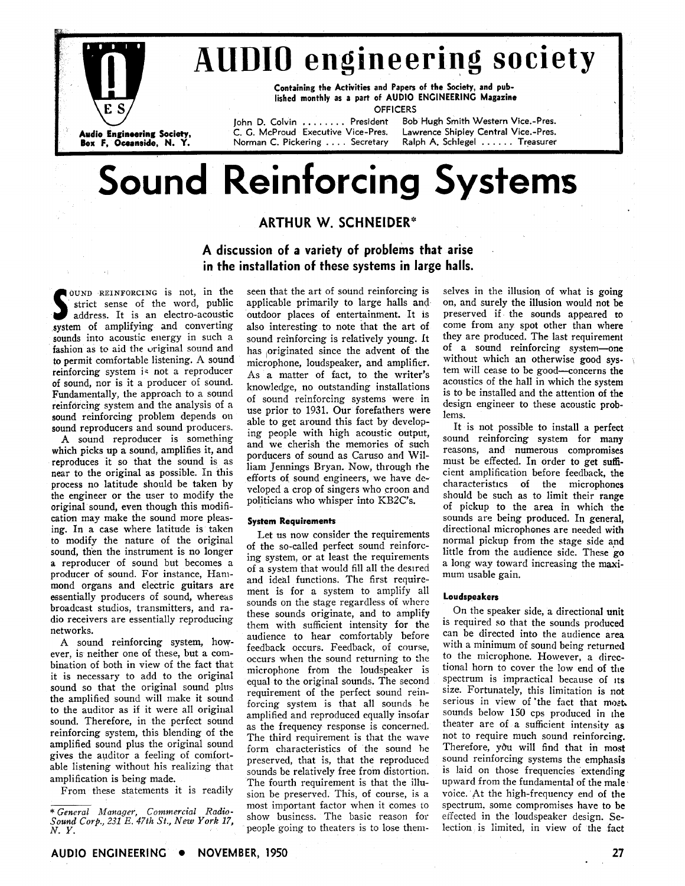# AUDIO engineering society

Audio Engineering Society, Box F, Oceanside, N. Y.

Containing the Activities and Papers of the Society, and published monthly as a part of AUDIO ENGINEERING Magazine

OFFICERS

John D. Colvin . . . . . . . . President
C. G. McProud Executive Vice-Pres.
Norman C. Pickering . . . . Secretary
Bob Hugh Smith Western Vice.-Pres.
Lawrence Shipley Central Vice.-Pres.
Ralph A. Schlegel . . . . . . Treasurer

# Sound Reinforcing Systems

**ARTHUR W. SCHNEIDER***

**A discussion of a variety of problems that arise in the installation of these systems in large halls.**

SOUND REINFORCING is not, in the strict sense of the word, public address. It is an electro-acoustic system of amplifying and converting sounds into acoustic energy in such a fashion as to aid the original sound and to permit comfortable listening. A sound reinforcing system is not a reproducer of sound, nor is it a producer of sound. Fundamentally, the approach to a sound reinforcing system and the analysis of a sound reinforcing problem depends on sound reproducers and sound producers.

A sound reproducer is something which picks up a sound, amplifies it, and reproduces it so that the sound is as near to the original as possible. In this process no latitude should be taken by the engineer or the user to modify the original sound, even though this modification may make the sound more pleasing. In a case where latitude is taken to modify the nature of the original sound, then the instrument is no longer a reproducer of sound but becomes a producer of sound. For instance, Hammond organs and electric guitars are essentially producers of sound, whereas broadcast studios, transmitters, and radio receivers are essentially reproducing networks.

A sound reinforcing system, however, is neither one of these, but a combination of both in view of the fact that it is necessary to add to the original sound so that the original sound plus the amplified sound will make it sound to the auditor as if it were all original sound. Therefore, in the perfect sound reinforcing system, this blending of the amplified sound plus the original sound gives the auditor a feeling of comfortable listening without his realizing that amplification is being made.

From these statements it is readily seen that the art of sound reinforcing is applicable primarily to large halls and outdoor places of entertainment. It is also interesting to note that the art of sound reinforcing is relatively young. It has originated since the advent of the microphone, loudspeaker, and amplifier. As a matter of fact, to the writer's knowledge, no outstanding installations of sound reinforcing systems were in use prior to 1931. Our forefathers were able to get around this fact by developing people with high acoustic output, and we cherish the memories of such porducers of sound as Caruso and William Jennings Bryan. Now, through the efforts of sound engineers, we have developed a crop of singers who croon and politicians who whisper into KB2C's.

### System Requirements

Let us now consider the requirements of the so-called perfect sound reinforcing system, or at least the requirements of a system that would fill all the desired and ideal functions. The first requirement is for a system to amplify all sounds on the stage regardless of where these sounds originate, and to amplify them with sufficient intensity for the audience to hear comfortably before feedback occurs. Feedback, of course, occurs when the sound returning to the microphone from the loudspeaker is equal to the original sounds. The second requirement of the perfect sound reinforcing system is that all sounds be amplified and reproduced equally insofar as the frequency response is concerned. The third requirement is that the wave form characteristics of the sound be preserved, that is, that the reproduced sounds be relatively free from distortion. The fourth requirement is that the illusion be preserved. This, of course, is a most important factor when it comes to show business. The basic reason for people going to theaters is to lose themselves in the illusion of what is going on, and surely the illusion would not be preserved if the sounds appeared to come from any spot other than where they are produced. The last requirement of a sound reinforcing system—one without which an otherwise good system will cease to be good—concerns the acoustics of the hall in which the system is to be installed and the attention of the design engineer to these acoustic problems.

It is not possible to install a perfect sound reinforcing system for many reasons, and numerous compromises must be effected. In order to get sufficient amplification before feedback, the characteristics of the microphones should be such as to limit their range of pickup to the area in which the sounds are being produced. In general, directional microphones are needed with normal pickup from the stage side and little from the audience side. These go a long way toward increasing the maximum usable gain.

### Loudspeakers

On the speaker side, a directional unit is required so that the sounds produced can be directed into the audience area with a minimum of sound being returned to the microphone. However, a directional horn to cover the low end of the spectrum is impractical because of its size. Fortunately, this limitation is not serious in view of the fact that most sounds below 150 cps produced in the theater are of a sufficient intensity as not to require much sound reinforcing. Therefore, you will find that in most sound reinforcing systems the emphasis is laid on those frequencies extending upward from the fundamental of the male voice. At the high-frequency end of the spectrum, some compromises have to be effected in the loudspeaker design. Selection is limited, in view of the fact

*\* General Manager, Commercial Radio-Sound Corp., 231 E. 47th St., New York 17, N. Y.*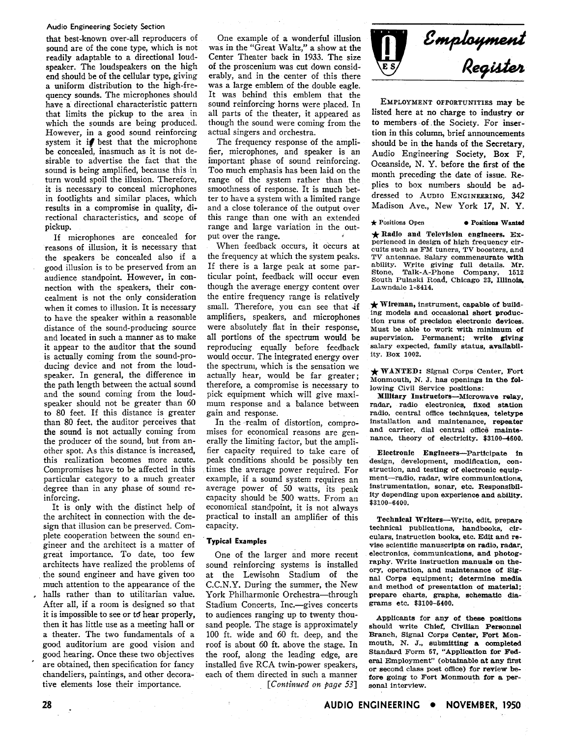that best-known over-all reproducers of sound are of the cone type, which is not readily adaptable to a directional loudspeaker. The loudspeakers on the high end should be of the cellular type, giving a uniform distribution to the high-frequency sounds. The microphones should have a directional characteristic pattern that limits the pickup to the area in which the sounds are being produced. However, in a good sound reinforcing system it is best that the microphone be concealed, inasmuch as it is not desirable to advertise the fact that the sound is being amplified, because this in turn would spoil the illusion. Therefore, it is necessary to conceal microphones in footlights and similar places, which results in a compromise in quality, directional characteristics, and scope of pickup.

If microphones are concealed for reasons of illusion, it is necessary that the speakers be concealed also if a good illusion is to be preserved from an audience standpoint. However, in connection with the speakers, their concealment is not the only consideration when it comes to illusion. It is necessary to have the speaker within a reasonable distance of the sound-producing source and located in such a manner as to make it appear to the auditor that the sound is actually coming from the sound-producing device and not from the loudspeaker. In general, the difference in the path length between the actual sound and the sound coming from the loudspeaker should not be greater than 60 to 80 feet. If this distance is greater than 80 feet, the auditor perceives that the sound is not actually coming from the producer of the sound, but from another spot. As this distance is increased, this realization becomes more acute. Compromises have to be affected in this particular category to a much greater degree than in any phase of sound reinforcing.

It is only with the distinct help of the architect in connection with the design that illusion can be preserved. Complete cooperation between the sound engineer and the architect is a matter of great importance. To date, too few architects have realized the problems of the sound engineer and have given too much attention to the appearance of the halls rather than to utilitarian value. After all, if a room is designed so that it is impossible to see or to hear properly, then it has little use as a meeting hall or a theater. The two fundamentals of a good auditorium are good vision and good hearing. Once these two objectives are obtained, then specification for fancy chandeliers, paintings, and other decorative elements lose their importance.

One example of a wonderful illusion was in the "Great Waltz," a show at the Center Theater back in 1933. The size of the proscenium was cut down considerably, and in the center of this there was a large emblem of the double eagle. It was behind this emblem that the sound reinforcing horns were placed. In all parts of the theater, it appeared as though the sound were coming from the actual singers and orchestra.

The frequency response of the amplifier, microphones, and speaker is an important phase of sound reinforcing. Too much emphasis has been laid on the range of the system rather than the smoothness of response. It is much better to have a system with a limited range and a close tolerance of the output over this range than one with an extended range and large variation in the output over the range.

When feedback occurs, it occurs at the frequency at which the system peaks. If there is a large peak at some particular point, feedback will occur even though the average energy content over the entire frequency range is relatively small. Therefore, you can see that if amplifiers, speakers, and microphones were absolutely flat in their response, all portions of the spectrum would be reproducing equally before feedback would occur. The integrated energy over the spectrum, which is the sensation we actually hear, would be far greater; therefore, a compromise is necessary to pick equipment which will give maximum response and a balance between gain and response.

In the realm of distortion, compromises for economical reasons are generally the limiting factor, but the amplifier capacity required to take care of peak conditions should be possibly ten times the average power required. For example, if a sound system requires an average power of 50 watts, its peak capacity should be 500 watts. From an economical standpoint, it is not always practical to install an amplifier of this capacity.

### Typical Examples

One of the larger and more recent sound reinforcing systems is installed at the Lewisohn Stadium of the C.C.N.Y. During the summer, the New York Philharmonic Orchestra—through Stadium Concerts, Inc.—gives concerts to audiences ranging up to twenty thousand people. The stage is approximately 100 ft. wide and 60 ft. deep, and the roof is about 60 ft. above the stage. In the roof, along the leading edge, are installed five RCA twin-power speakers, each of them directed in such a manner

*[Continued on page 53]*

## Employment Register

EMPLOYMENT OPPORTUNITIES may be listed here at no charge to industry or to members of the Society. For insertion in this column, brief announcements should be in the hands of the Secretary, Audio Engineering Society, Box F, Oceanside, N. Y. before the first of the month preceding the date of issue. Replies to box numbers should be addressed to AUDIO ENGINEERING, 342 Madison Ave., New York 17, N. Y.

★ Positions Open • Positions Wanted

★ **Radio and Television engineers.** Experienced in design of high frequency circuits such as FM tuners, TV boosters, and TV antennae. Salary commensurate with ability. Write giving full details. Mr. Stone, Talk-A-Phone Company, 1512 South Pulaski Road, Chicago 23, Illinois, Lawndale 1-8414.

★ **Wireman,** instrument, capable of building models and occasional short production runs of precision electronic devices. Must be able to work with minimum of supervision. Permanent; write giving salary expected, family status, availability. Box 1002.

★ **WANTED:** Signal Corps Center, Fort Monmouth, N. J. has openings in the following Civil Service positions:

**Military Instructors**—Microwave relay, radar, radio electronics, fixed station radio, central office techniques, teletype installation and maintenance, repeater and carrier, dial central office maintenance, theory of electricity. $3100–4600.

**Electronic Engineers**—Participate in design, development, modification, construction, and testing of electronic equipment—radio, radar, wire communications, instrumentation, sonar, etc. Responsibility depending upon experience and ability. $3100–6400.

**Technical Writers**—Write, edit, prepare technical publications, handbooks, circulars, instruction books, etc. Edit and revise scientific manuscripts on radio, radar, electronics, communications, and photography. Write instruction manuals on theory, operation, and maintenance of Signal Corps equipment; determine media and method of presentation of material; prepare charts, graphs, schematic diagrams etc. $3100–5400.

Applicants for any of these positions should write Chief, Civilian Personnel Branch, Signal Corps Center, Fort Monmouth, N. J., submitting a completed Standard Form 57, "Application for Federal Employment" (obtainable at any first or second class post office) for review before going to Fort Monmouth for a personal interview.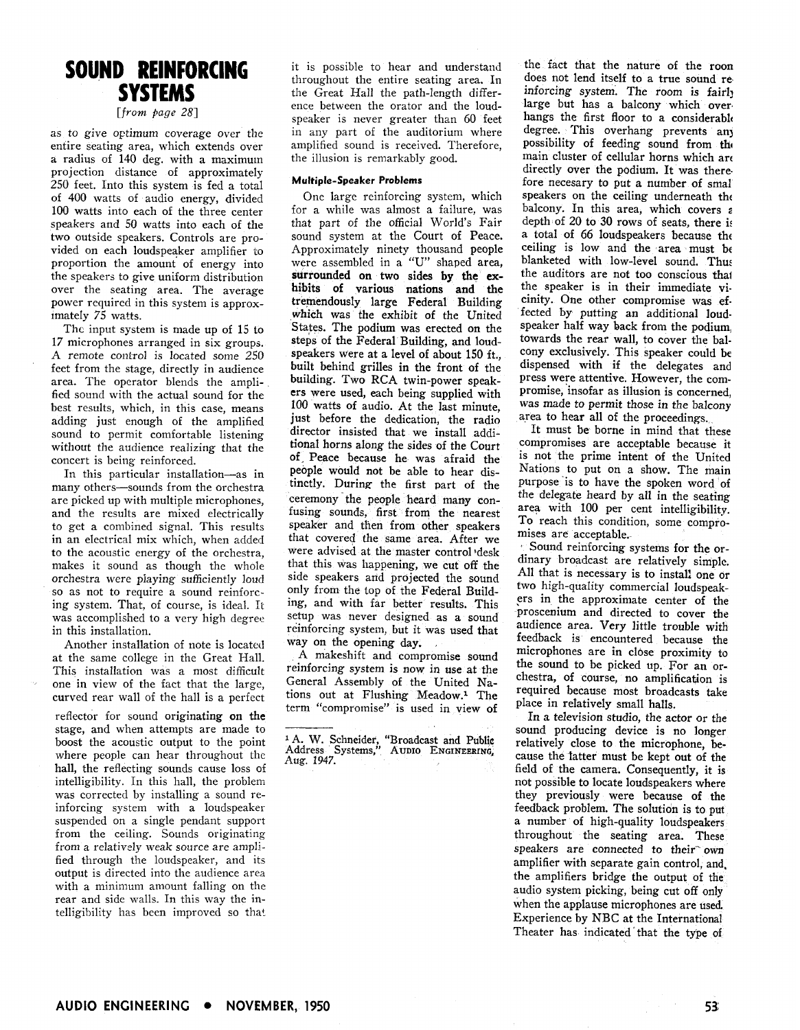# SOUND REINFORCING SYSTEMS

*[from page 28]*

as to give optimum coverage over the entire seating area, which extends over a radius of 140 deg. with a maximum projection distance of approximately 250 feet. Into this system is fed a total of 400 watts of audio energy, divided 100 watts into each of the three center speakers and 50 watts into each of the two outside speakers. Controls are provided on each loudspeaker amplifier to proportion the amount of energy into the speakers to give uniform distribution over the seating area. The average power required in this system is approximately 75 watts.

The input system is made up of 15 to 17 microphones arranged in six groups. A remote control is located some 250 feet from the stage, directly in audience area. The operator blends the amplified sound with the actual sound for the best results, which, in this case, means adding just enough of the amplified sound to permit comfortable listening without the audience realizing that the concert is being reinforced.

In this particular installation—as in many others—sounds from the orchestra are picked up with multiple microphones, and the results are mixed electrically to get a combined signal. This results in an electrical mix which, when added to the acoustic energy of the orchestra, makes it sound as though the whole orchestra were playing sufficiently loud so as not to require a sound reinforcing system. That, of course, is ideal. It was accomplished to a very high degree in this installation.

Another installation of note is located at the same college in the Great Hall. This installation was a most difficult one in view of the fact that the large, curved rear wall of the hall is a perfect reflector for sound originating on the stage, and when attempts are made to boost the acoustic output to the point where people can hear throughout the hall, the reflecting sounds cause loss of intelligibility. In this hall, the problem was corrected by installing a sound reinforcing system with a loudspeaker suspended on a single pendant support from the ceiling. Sounds originating from a relatively weak source are amplified through the loudspeaker, and its output is directed into the audience area with a minimum amount falling on the rear and side walls. In this way the intelligibility has been improved so that it is possible to hear and understand throughout the entire seating area. In the Great Hall the path-length difference between the orator and the loudspeaker is never greater than 60 feet in any part of the auditorium where amplified sound is received. Therefore, the illusion is remarkably good.

### Multiple-Speaker Problems

One large reinforcing system, which for a while was almost a failure, was that part of the official World's Fair sound system at the Court of Peace. Approximately ninety thousand people were assembled in a "U" shaped area, surrounded on two sides by the exhibits of various nations and the tremendously large Federal Building which was the exhibit of the United States. The podium was erected on the steps of the Federal Building, and loudspeakers were at a level of about 150 ft., built behind grilles in the front of the building. Two RCA twin-power speakers were used, each being supplied with 100 watts of audio. At the last minute, just before the dedication, the radio director insisted that we install additional horns along the sides of the Court of Peace because he was afraid the people would not be able to hear distinctly. During the first part of the ceremony the people heard many confusing sounds, first from the nearest speaker and then from other speakers that covered the same area. After we were advised at the master control desk that this was happening, we cut off the side speakers and projected the sound only from the top of the Federal Building, and with far better results. This setup was never designed as a sound reinforcing system, but it was used that way on the opening day.

A makeshift and compromise sound reinforcing system is now in use at the General Assembly of the United Nations out at Flushing Meadow.[1] The term "compromise" is used in view of the fact that the nature of the room does not lend itself to a true sound reinforcing system. The room is fairly large but has a balcony which overhangs the first floor to a considerable degree. This overhang prevents any possibility of feeding sound from the main cluster of cellular horns which are directly over the podium. It was therefore necesary to put a number of small speakers on the ceiling underneath the balcony. In this area, which covers a depth of 20 to 30 rows of seats, there is a total of 66 loudspeakers because the ceiling is low and the area must be blanketed with low-level sound. Thus the auditors are not too conscious that the speaker is in their immediate vicinity. One other compromise was effected by putting an additional loudspeaker half way back from the podium, towards the rear wall, to cover the balcony exclusively. This speaker could be dispensed with if the delegates and press were attentive. However, the compromise, insofar as illusion is concerned, was made to permit those in the balcony area to hear all of the proceedings.

It must be borne in mind that these compromises are acceptable because it is not the prime intent of the United Nations to put on a show. The main purpose is to have the spoken word of the delegate heard by all in the seating area with 100 per cent intelligibility. To reach this condition, some compromises are acceptable.

Sound reinforcing systems for the ordinary broadcast are relatively simple. All that is necessary is to install one or two high-quality commercial loudspeakers in the approximate center of the proscenium and directed to cover the audience area. Very little trouble with feedback is encountered because the microphones are in close proximity to the sound to be picked up. For an orchestra, of course, no amplification is required because most broadcasts take place in relatively small halls.

In a television studio, the actor or the sound producing device is no longer relatively close to the microphone, because the latter must be kept out of the field of the camera. Consequently, it is not possible to locate loudspeakers where they previously were because of the feedback problem. The solution is to put a number of high-quality loudspeakers throughout the seating area. These speakers are connected to their own amplifier with separate gain control, and, the amplifiers bridge the output of the audio system picking, being cut off only when the applause microphones are used. Experience by NBC at the International Theater has indicated that the type of

---

[1] A. W. Schneider, "Broadcast and Public Address Systems," AUDIO ENGINEERING, Aug. 1947.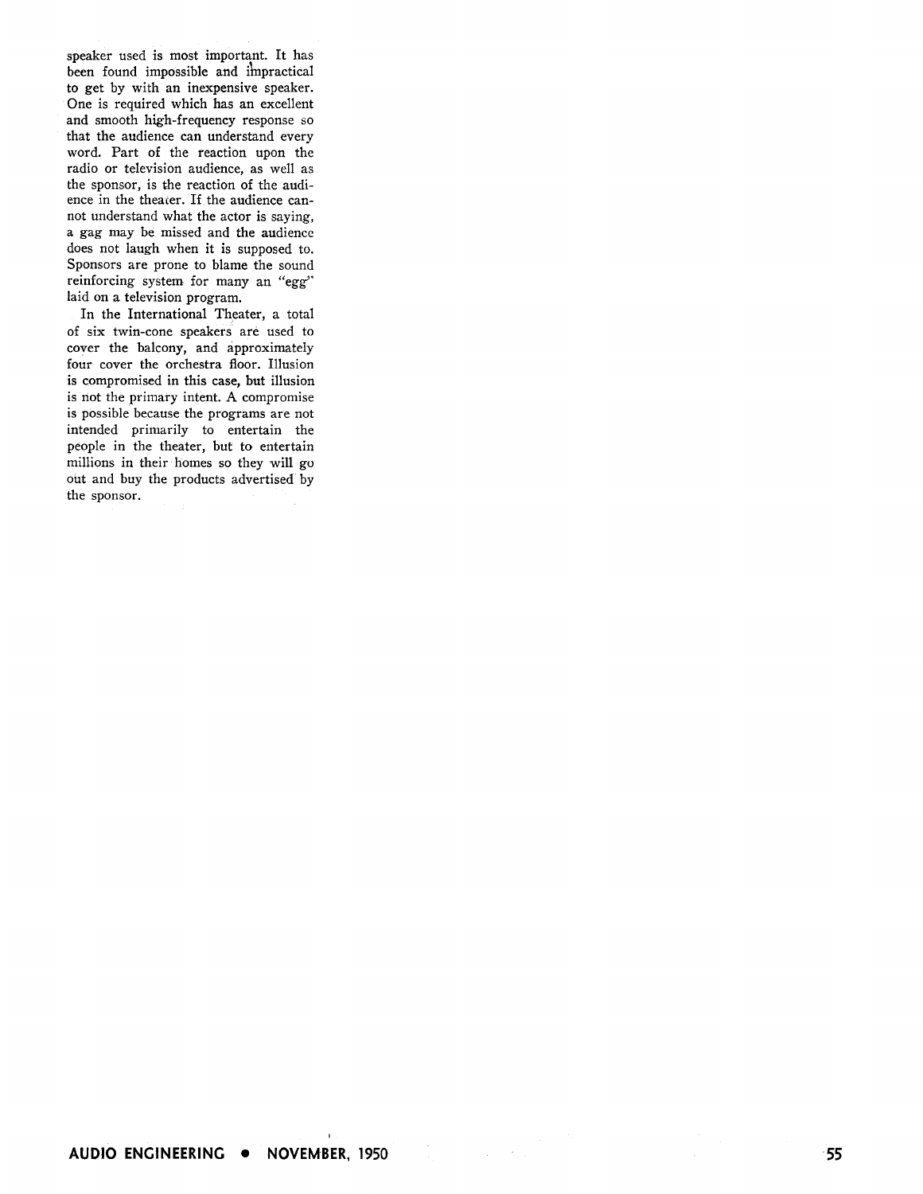speaker used is most important. It has been found impossible and impractical to get by with an inexpensive speaker. One is required which has an excellent and smooth high-frequency response so that the audience can understand every word. Part of the reaction upon the radio or television audience, as well as the sponsor, is the reaction of the audience in the theater. If the audience cannot understand what the actor is saying, a gag may be missed and the audience does not laugh when it is supposed to. Sponsors are prone to blame the sound reinforcing system for many an "egg" laid on a television program.

In the International Theater, a total of six twin-cone speakers are used to cover the balcony, and approximately four cover the orchestra floor. Illusion is compromised in this case, but illusion is not the primary intent. A compromise is possible because the programs are not intended primarily to entertain the people in the theater, but to entertain millions in their homes so they will go out and buy the products advertised by the sponsor.